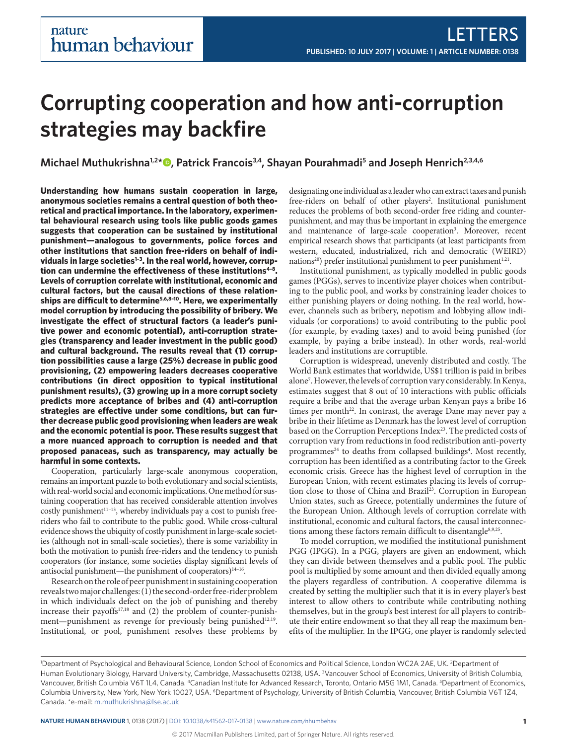# Corrupting cooperation and how anti-corruption strategies may backfire

**Michael Muthukrishna[1,2*], Patrick Francois[3,4], Shayan Pourahmadi[5] and Joseph Henrich[2,3,4,6]**

**Understanding how humans sustain cooperation in large, anonymous societies remains a central question of both theoretical and practical importance. In the laboratory, experimental behavioural research using tools like public goods games suggests that cooperation can be sustained by institutional punishment—analogous to governments, police forces and other institutions that sanction free-riders on behalf of individuals in large societies[1–3]. In the real world, however, corruption can undermine the effectiveness of these institutions[4–8]. Levels of corruption correlate with institutional, economic and cultural factors, but the causal directions of these relationships are difficult to determine[5,6,8–10]. Here, we experimentally model corruption by introducing the possibility of bribery. We investigate the effect of structural factors (a leader's punitive power and economic potential), anti-corruption strategies (transparency and leader investment in the public good) and cultural background. The results reveal that (1) corruption possibilities cause a large (25%) decrease in public good provisioning, (2) empowering leaders decreases cooperative contributions (in direct opposition to typical institutional punishment results), (3) growing up in a more corrupt society predicts more acceptance of bribes and (4) anti-corruption strategies are effective under some conditions, but can further decrease public good provisioning when leaders are weak and the economic potential is poor. These results suggest that a more nuanced approach to corruption is needed and that proposed panaceas, such as transparency, may actually be harmful in some contexts.**

Cooperation, particularly large-scale anonymous cooperation, remains an important puzzle to both evolutionary and social scientists, with real-world social and economic implications. One method for sustaining cooperation that has received considerable attention involves costly punishment[11–13], whereby individuals pay a cost to punish free-riders who fail to contribute to the public good. While cross-cultural evidence shows the ubiquity of costly punishment in large-scale societies (although not in small-scale societies), there is some variability in both the motivation to punish free-riders and the tendency to punish cooperators (for instance, some societies display significant levels of antisocial punishment—the punishment of cooperators)[14–16].

Research on the role of peer punishment in sustaining cooperation reveals two major challenges: (1) the second-order free-rider problem in which individuals defect on the job of punishing and thereby increase their payoffs[17,18] and (2) the problem of counter-punishment—punishment as revenge for previously being punished[12,19]. Institutional, or pool, punishment resolves these problems by designating one individual as a leader who can extract taxes and punish free-riders on behalf of other players[2]. Institutional punishment reduces the problems of both second-order free riding and counter-punishment, and may thus be important in explaining the emergence and maintenance of large-scale cooperation[3]. Moreover, recent empirical research shows that participants (at least participants from western, educated, industrialized, rich and democratic (WEIRD) nations[20]) prefer institutional punishment to peer punishment[1,21].

Institutional punishment, as typically modelled in public goods games (PGGs), serves to incentivize player choices when contributing to the public pool, and works by constraining leader choices to either punishing players or doing nothing. In the real world, however, channels such as bribery, nepotism and lobbying allow individuals (or corporations) to avoid contributing to the public pool (for example, by evading taxes) and to avoid being punished (for example, by paying a bribe instead). In other words, real-world leaders and institutions are corruptible.

Corruption is widespread, unevenly distributed and costly. The World Bank estimates that worldwide, US$1 trillion is paid in bribes alone[7]. However, the levels of corruption vary considerably. In Kenya, estimates suggest that 8 out of 10 interactions with public officials require a bribe and that the average urban Kenyan pays a bribe 16 times per month[22]. In contrast, the average Dane may never pay a bribe in their lifetime as Denmark has the lowest level of corruption based on the Corruption Perceptions Index[23]. The predicted costs of corruption vary from reductions in food redistribution anti-poverty programmes[24] to deaths from collapsed buildings[4]. Most recently, corruption has been identified as a contributing factor to the Greek economic crisis. Greece has the highest level of corruption in the European Union, with recent estimates placing its levels of corruption close to those of China and Brazil[23]. Corruption in European Union states, such as Greece, potentially undermines the future of the European Union. Although levels of corruption correlate with institutional, economic and cultural factors, the causal interconnections among these factors remain difficult to disentangle[8,9,25].

To model corruption, we modified the institutional punishment PGG (IPGG). In a PGG, players are given an endowment, which they can divide between themselves and a public pool. The public pool is multiplied by some amount and then divided equally among the players regardless of contribution. A cooperative dilemma is created by setting the multiplier such that it is in every player's best interest to allow others to contribute while contributing nothing themselves, but in the group's best interest for all players to contribute their entire endowment so that they all reap the maximum benefits of the multiplier. In the IPGG, one player is randomly selected

[1]Department of Psychological and Behavioural Science, London School of Economics and Political Science, London WC2A 2AE, UK. [2]Department of Human Evolutionary Biology, Harvard University, Cambridge, Massachusetts 02138, USA. [3]Vancouver School of Economics, University of British Columbia, Vancouver, British Columbia V6T 1L4, Canada. [4]Canadian Institute for Advanced Research, Toronto, Ontario M5G 1M1, Canada. [5]Department of Economics, Columbia University, New York, New York 10027, USA. [6]Department of Psychology, University of British Columbia, Vancouver, British Columbia V6T 1Z4, Canada. *e-mail: m.muthukrishna@lse.ac.uk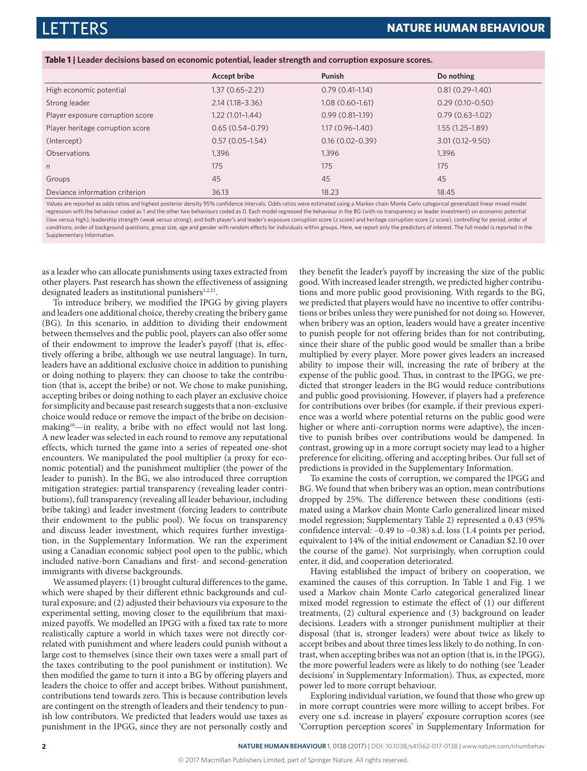**Table 1 | Leader decisions based on economic potential, leader strength and corruption exposure scores.**

| | Accept bribe | Punish | Do nothing |
|---|---|---|---|
| High economic potential | 1.37 (0.65–2.21) | 0.79 (0.41–1.14) | 0.81 (0.29–1.40) |
| Strong leader | 2.14 (1.18–3.36) | 1.08 (0.60–1.61) | 0.29 (0.10–0.50) |
| Player exposure corruption score | 1.22 (1.01–1.44) | 0.99 (0.81–1.19) | 0.79 (0.63–1.02) |
| Player heritage corruption score | 0.65 (0.54–0.79) | 1.17 (0.96–1.40) | 1.55 (1.25–1.89) |
| (Intercept) | 0.57 (0.05–1.54) | 0.16 (0.02–0.39) | 3.01 (0.12–9.50) |
| Observations | 1,396 | 1,396 | 1,396 |
| *n* | 175 | 175 | 175 |
| Groups | 45 | 45 | 45 |
| Deviance information criterion | 36.13 | 18.23 | 18.45 |

Values are reported as odds ratios and highest posterior density 95% confidence intervals. Odds ratios were estimated using a Markov chain Monte Carlo categorical generalized linear mixed model regression with the behaviour coded as 1 and the other two behaviours coded as 0. Each model regressed the behaviour in the BG (with no transparency or leader investment) on economic potential (low versus high), leadership strength (weak versus strong), and both player's and leader's exposure corruption score (*z* score) and heritage corruption score (*z* score), controlling for period, order of conditions, order of background questions, group size, age and gender with random effects for individuals within groups. Here, we report only the predictors of interest. The full model is reported in the Supplementary Information.

as a leader who can allocate punishments using taxes extracted from other players. Past research has shown the effectiveness of assigning designated leaders as institutional punishers[1,2,21].

To introduce bribery, we modified the IPGG by giving players and leaders one additional choice, thereby creating the bribery game (BG). In this scenario, in addition to dividing their endowment between themselves and the public pool, players can also offer some of their endowment to improve the leader's payoff (that is, effectively offering a bribe, although we use neutral language). In turn, leaders have an additional exclusive choice in addition to punishing or doing nothing to players: they can choose to take the contribution (that is, accept the bribe) or not. We chose to make punishing, accepting bribes or doing nothing to each player an exclusive choice for simplicity and because past research suggests that a non-exclusive choice would reduce or remove the impact of the bribe on decision-making[10]—in reality, a bribe with no effect would not last long. A new leader was selected in each round to remove any reputational effects, which turned the game into a series of repeated one-shot encounters. We manipulated the pool multiplier (a proxy for economic potential) and the punishment multiplier (the power of the leader to punish). In the BG, we also introduced three corruption mitigation strategies: partial transparency (revealing leader contributions), full transparency (revealing all leader behaviour, including bribe taking) and leader investment (forcing leaders to contribute their endowment to the public pool). We focus on transparency and discuss leader investment, which requires further investigation, in the Supplementary Information. We ran the experiment using a Canadian economic subject pool open to the public, which included native-born Canadians and first- and second-generation immigrants with diverse backgrounds.

We assumed players: (1) brought cultural differences to the game, which were shaped by their different ethnic backgrounds and cultural exposure; and (2) adjusted their behaviours via exposure to the experimental setting, moving closer to the equilibrium that maximized payoffs. We modelled an IPGG with a fixed tax rate to more realistically capture a world in which taxes were not directly correlated with punishment and where leaders could punish without a large cost to themselves (since their own taxes were a small part of the taxes contributing to the pool punishment or institution). We then modified the game to turn it into a BG by offering players and leaders the choice to offer and accept bribes. Without punishment, contributions tend towards zero. This is because contribution levels are contingent on the strength of leaders and their tendency to punish low contributors. We predicted that leaders would use taxes as punishment in the IPGG, since they are not personally costly and they benefit the leader's payoff by increasing the size of the public good. With increased leader strength, we predicted higher contributions and more public good provisioning. With regards to the BG, we predicted that players would have no incentive to offer contributions or bribes unless they were punished for not doing so. However, when bribery was an option, leaders would have a greater incentive to punish people for not offering brides than for not contributing, since their share of the public good would be smaller than a bribe multiplied by every player. More power gives leaders an increased ability to impose their will, increasing the rate of bribery at the expense of the public good. Thus, in contrast to the IPGG, we predicted that stronger leaders in the BG would reduce contributions and public good provisioning. However, if players had a preference for contributions over bribes (for example, if their previous experience was a world where potential returns on the public good were higher or where anti-corruption norms were adaptive), the incentive to punish bribes over contributions would be dampened. In contrast, growing up in a more corrupt society may lead to a higher preference for eliciting, offering and accepting bribes. Our full set of predictions is provided in the Supplementary Information.

To examine the costs of corruption, we compared the IPGG and BG. We found that when bribery was an option, mean contributions dropped by 25%. The difference between these conditions (estimated using a Markov chain Monte Carlo generalized linear mixed model regression; Supplementary Table 2) represented a 0.43 (95% confidence interval: −0.49 to −0.38) s.d. loss (1.4 points per period, equivalent to 14% of the initial endowment or Canadian $2.10 over the course of the game). Not surprisingly, when corruption could enter, it did, and cooperation deteriorated.

Having established the impact of bribery on cooperation, we examined the causes of this corruption. In Table 1 and Fig. 1 we used a Markov chain Monte Carlo categorical generalized linear mixed model regression to estimate the effect of (1) our different treatments, (2) cultural experience and (3) background on leader decisions. Leaders with a stronger punishment multiplier at their disposal (that is, stronger leaders) were about twice as likely to accept bribes and about three times less likely to do nothing. In contrast, when accepting bribes was not an option (that is, in the IPGG), the more powerful leaders were as likely to do nothing (see 'Leader decisions' in Supplementary Information). Thus, as expected, more power led to more corrupt behaviour.

Exploring individual variation, we found that those who grew up in more corrupt countries were more willing to accept bribes. For every one s.d. increase in players' exposure corruption scores (see 'Corruption perception scores' in Supplementary Information for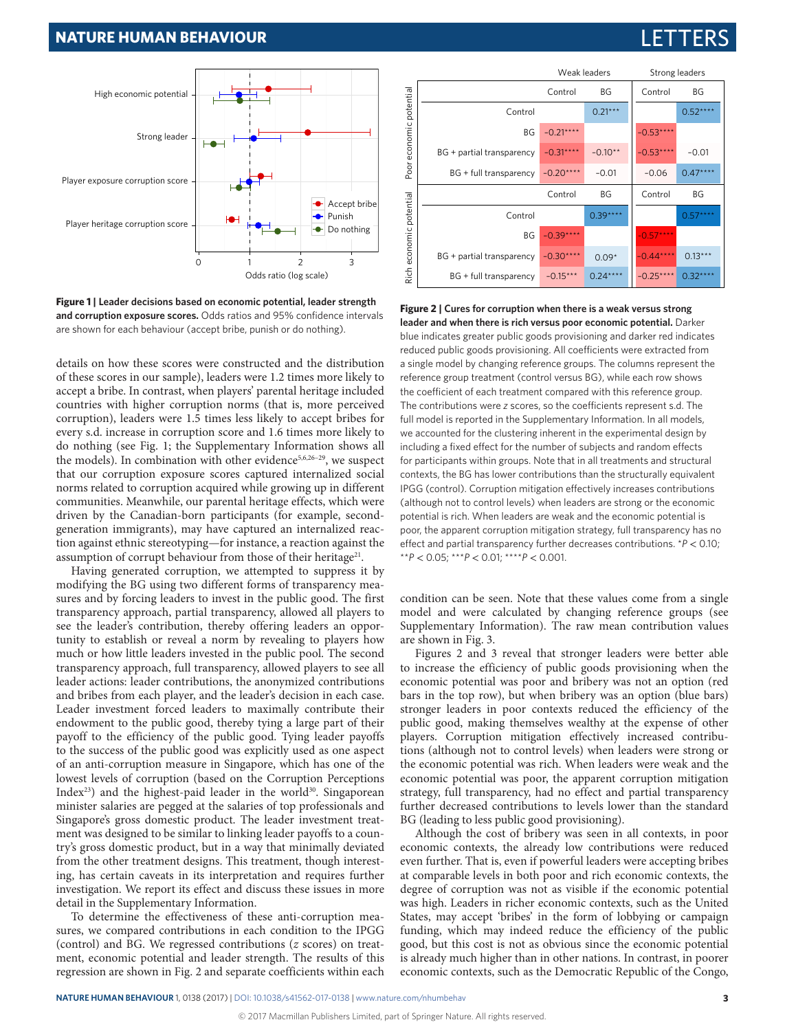**Figure 1 | Leader decisions based on economic potential, leader strength and corruption exposure scores.** Odds ratios and 95% confidence intervals are shown for each behaviour (accept bribe, punish or do nothing).

| | | Weak leaders | | Strong leaders | |
|---|---|---|---|---|---|
| | | Control | BG | Control | BG |
| Poor economic potential | Control | | 0.21*** | | 0.52**** |
| | BG | −0.21**** | | −0.53**** | |
| | BG + partial transparency | −0.31**** | −0.10** | −0.53**** | −0.01 |
| | BG + full transparency | −0.20**** | −0.01 | −0.06 | 0.47**** |
| | | Control | BG | Control | BG |
| Rich economic potential | Control | | 0.39**** | | 0.57**** |
| | BG | −0.39**** | | −0.57**** | |
| | BG + partial transparency | −0.30**** | 0.09* | −0.44**** | 0.13*** |
| | BG + full transparency | −0.15*** | 0.24**** | −0.25**** | 0.32**** |

**Figure 2 | Cures for corruption when there is a weak versus strong leader and when there is rich versus poor economic potential.** Darker blue indicates greater public goods provisioning and darker red indicates reduced public goods provisioning. All coefficients were extracted from a single model by changing reference groups. The columns represent the reference group treatment (control versus BG), while each row shows the coefficient of each treatment compared with this reference group. The contributions were $z$ scores, so the coefficients represent s.d. The full model is reported in the Supplementary Information. In all models, we accounted for the clustering inherent in the experimental design by including a fixed effect for the number of subjects and random effects for participants within groups. Note that in all treatments and structural contexts, the BG has lower contributions than the structurally equivalent IPGG (control). Corruption mitigation effectively increases contributions (although not to control levels) when leaders are strong or the economic potential is rich. When leaders are weak and the economic potential is poor, the apparent corruption mitigation strategy, full transparency has no effect and partial transparency further decreases contributions. $^{*}P < 0.10$; $^{**}P < 0.05$; $^{***}P < 0.01$; $^{****}P < 0.001$.

details on how these scores were constructed and the distribution of these scores in our sample), leaders were 1.2 times more likely to accept a bribe. In contrast, when players' parental heritage included countries with higher corruption norms (that is, more perceived corruption), leaders were 1.5 times less likely to accept bribes for every s.d. increase in corruption score and 1.6 times more likely to do nothing (see Fig. 1; the Supplementary Information shows all the models). In combination with other evidence[5,6,26–29], we suspect that our corruption exposure scores captured internalized social norms related to corruption acquired while growing up in different communities. Meanwhile, our parental heritage effects, which were driven by the Canadian-born participants (for example, second-generation immigrants), may have captured an internalized reaction against ethnic stereotyping—for instance, a reaction against the assumption of corrupt behaviour from those of their heritage[21].

Having generated corruption, we attempted to suppress it by modifying the BG using two different forms of transparency measures and by forcing leaders to invest in the public good. The first transparency approach, partial transparency, allowed all players to see the leader's contribution, thereby offering leaders an opportunity to establish or reveal a norm by revealing to players how much or how little leaders invested in the public pool. The second transparency approach, full transparency, allowed players to see all leader actions: leader contributions, the anonymized contributions and bribes from each player, and the leader's decision in each case. Leader investment forced leaders to maximally contribute their endowment to the public good, thereby tying a large part of their payoff to the efficiency of the public good. Tying leader payoffs to the success of the public good was explicitly used as one aspect of an anti-corruption measure in Singapore, which has one of the lowest levels of corruption (based on the Corruption Perceptions Index[23]) and the highest-paid leader in the world[30]. Singaporean minister salaries are pegged at the salaries of top professionals and Singapore's gross domestic product. The leader investment treatment was designed to be similar to linking leader payoffs to a country's gross domestic product, but in a way that minimally deviated from the other treatment designs. This treatment, though interesting, has certain caveats in its interpretation and requires further investigation. We report its effect and discuss these issues in more detail in the Supplementary Information.

To determine the effectiveness of these anti-corruption measures, we compared contributions in each condition to the IPGG (control) and BG. We regressed contributions ($z$ scores) on treatment, economic potential and leader strength. The results of this regression are shown in Fig. 2 and separate coefficients within each condition can be seen. Note that these values come from a single model and were calculated by changing reference groups (see Supplementary Information). The raw mean contribution values are shown in Fig. 3.

Figures 2 and 3 reveal that stronger leaders were better able to increase the efficiency of public goods provisioning when the economic potential was poor and bribery was not an option (red bars in the top row), but when bribery was an option (blue bars) stronger leaders in poor contexts reduced the efficiency of the public good, making themselves wealthy at the expense of other players. Corruption mitigation effectively increased contributions (although not to control levels) when leaders were strong or the economic potential was rich. When leaders were weak and the economic potential was poor, the apparent corruption mitigation strategy, full transparency, had no effect and partial transparency further decreased contributions to levels lower than the standard BG (leading to less public good provisioning).

Although the cost of bribery was seen in all contexts, in poor economic contexts, the already low contributions were reduced even further. That is, even if powerful leaders were accepting bribes at comparable levels in both poor and rich economic contexts, the degree of corruption was not as visible if the economic potential was high. Leaders in richer economic contexts, such as the United States, may accept 'bribes' in the form of lobbying or campaign funding, which may indeed reduce the efficiency of the public good, but this cost is not as obvious since the economic potential is already much higher than in other nations. In contrast, in poorer economic contexts, such as the Democratic Republic of the Congo,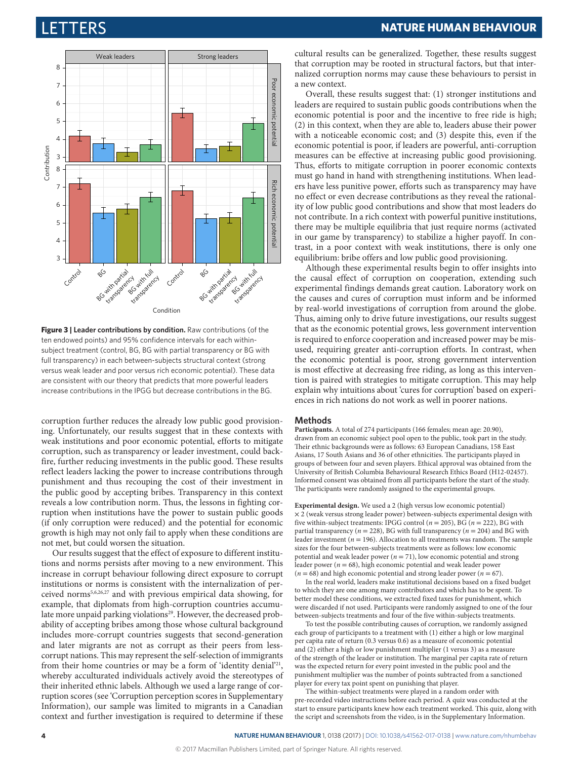Figure 3 | Leader contributions by condition. Raw contributions (of the ten endowed points) and 95% confidence intervals for each within-subject treatment (control, BG, BG with partial transparency or BG with full transparency) in each between-subjects structural context (strong versus weak leader and poor versus rich economic potential). These data are consistent with our theory that predicts that more powerful leaders increase contributions in the IPGG but decrease contributions in the BG.

corruption further reduces the already low public good provisioning. Unfortunately, our results suggest that in these contexts with weak institutions and poor economic potential, efforts to mitigate corruption, such as transparency or leader investment, could backfire, further reducing investments in the public good. These results reflect leaders lacking the power to increase contributions through punishment and thus recouping the cost of their investment in the public good by accepting bribes. Transparency in this context reveals a low contribution norm. Thus, the lessons in fighting corruption when institutions have the power to sustain public goods (if only corruption were reduced) and the potential for economic growth is high may not only fail to apply when these conditions are not met, but could worsen the situation.

Our results suggest that the effect of exposure to different institutions and norms persists after moving to a new environment. This increase in corrupt behaviour following direct exposure to corrupt institutions or norms is consistent with the internalization of perceived norms[5,6,26,27] and with previous empirical data showing, for example, that diplomats from high-corruption countries accumulate more unpaid parking violations[29]. However, the decreased probability of accepting bribes among those whose cultural background includes more-corrupt countries suggests that second-generation and later migrants are not as corrupt as their peers from less-corrupt nations. This may represent the self-selection of immigrants from their home countries or may be a form of 'identity denial'[21], whereby acculturated individuals actively avoid the stereotypes of their inherited ethnic labels. Although we used a large range of corruption scores (see 'Corruption perception scores in Supplementary Information), our sample was limited to migrants in a Canadian context and further investigation is required to determine if these cultural results can be generalized. Together, these results suggest that corruption may be rooted in structural factors, but that internalized corruption norms may cause these behaviours to persist in a new context.

Overall, these results suggest that: (1) stronger institutions and leaders are required to sustain public goods contributions when the economic potential is poor and the incentive to free ride is high; (2) in this context, when they are able to, leaders abuse their power with a noticeable economic cost; and (3) despite this, even if the economic potential is poor, if leaders are powerful, anti-corruption measures can be effective at increasing public good provisioning. Thus, efforts to mitigate corruption in poorer economic contexts must go hand in hand with strengthening institutions. When leaders have less punitive power, efforts such as transparency may have no effect or even decrease contributions as they reveal the rationality of low public good contributions and show that most leaders do not contribute. In a rich context with powerful punitive institutions, there may be multiple equilibria that just require norms (activated in our game by transparency) to stabilize a higher payoff. In contrast, in a poor context with weak institutions, there is only one equilibrium: bribe offers and low public good provisioning.

Although these experimental results begin to offer insights into the causal effect of corruption on cooperation, extending such experimental findings demands great caution. Laboratory work on the causes and cures of corruption must inform and be informed by real-world investigations of corruption from around the globe. Thus, aiming only to drive future investigations, our results suggest that as the economic potential grows, less government intervention is required to enforce cooperation and increased power may be misused, requiring greater anti-corruption efforts. In contrast, when the economic potential is poor, strong government intervention is most effective at decreasing free riding, as long as this intervention is paired with strategies to mitigate corruption. This may help explain why intuitions about 'cures for corruption' based on experiences in rich nations do not work as well in poorer nations.

## Methods

**Participants.** A total of 274 participants (166 females; mean age: 20.90), drawn from an economic subject pool open to the public, took part in the study. Their ethnic backgrounds were as follows: 63 European Canadians, 158 East Asians, 17 South Asians and 36 of other ethnicities. The participants played in groups of between four and seven players. Ethical approval was obtained from the University of British Columbia Behavioural Research Ethics Board (H12-02457). Informed consent was obtained from all participants before the start of the study. The participants were randomly assigned to the experimental groups.

**Experimental design.** We used a 2 (high versus low economic potential) × 2 (weak versus strong leader power) between-subjects experimental design with five within-subject treatments: IPGG control ($n = 205$), BG ($n = 222$), BG with partial transparency ($n = 228$), BG with full transparency ($n = 204$) and BG with leader investment ($n = 196$). Allocation to all treatments was random. The sample sizes for the four between-subjects treatments were as follows: low economic potential and weak leader power ($n = 71$), low economic potential and strong leader power ($n = 68$), high economic potential and weak leader power ($n = 68$) and high economic potential and strong leader power ($n = 67$).

In the real world, leaders make institutional decisions based on a fixed budget to which they are one among many contributors and which has to be spent. To better model these conditions, we extracted fixed taxes for punishment, which were discarded if not used. Participants were randomly assigned to one of the four between-subjects treatments and four of the five within-subjects treatments.

To test the possible contributing causes of corruption, we randomly assigned each group of participants to a treatment with (1) either a high or low marginal per capita rate of return (0.3 versus 0.6) as a measure of economic potential and (2) either a high or low punishment multiplier (1 versus 3) as a measure of the strength of the leader or institution. The marginal per capita rate of return was the expected return for every point invested in the public pool and the punishment multiplier was the number of points subtracted from a sanctioned player for every tax point spent on punishing that player.

The within-subject treatments were played in a random order with pre-recorded video instructions before each period. A quiz was conducted at the start to ensure participants knew how each treatment worked. This quiz, along with the script and screenshots from the video, is in the Supplementary Information.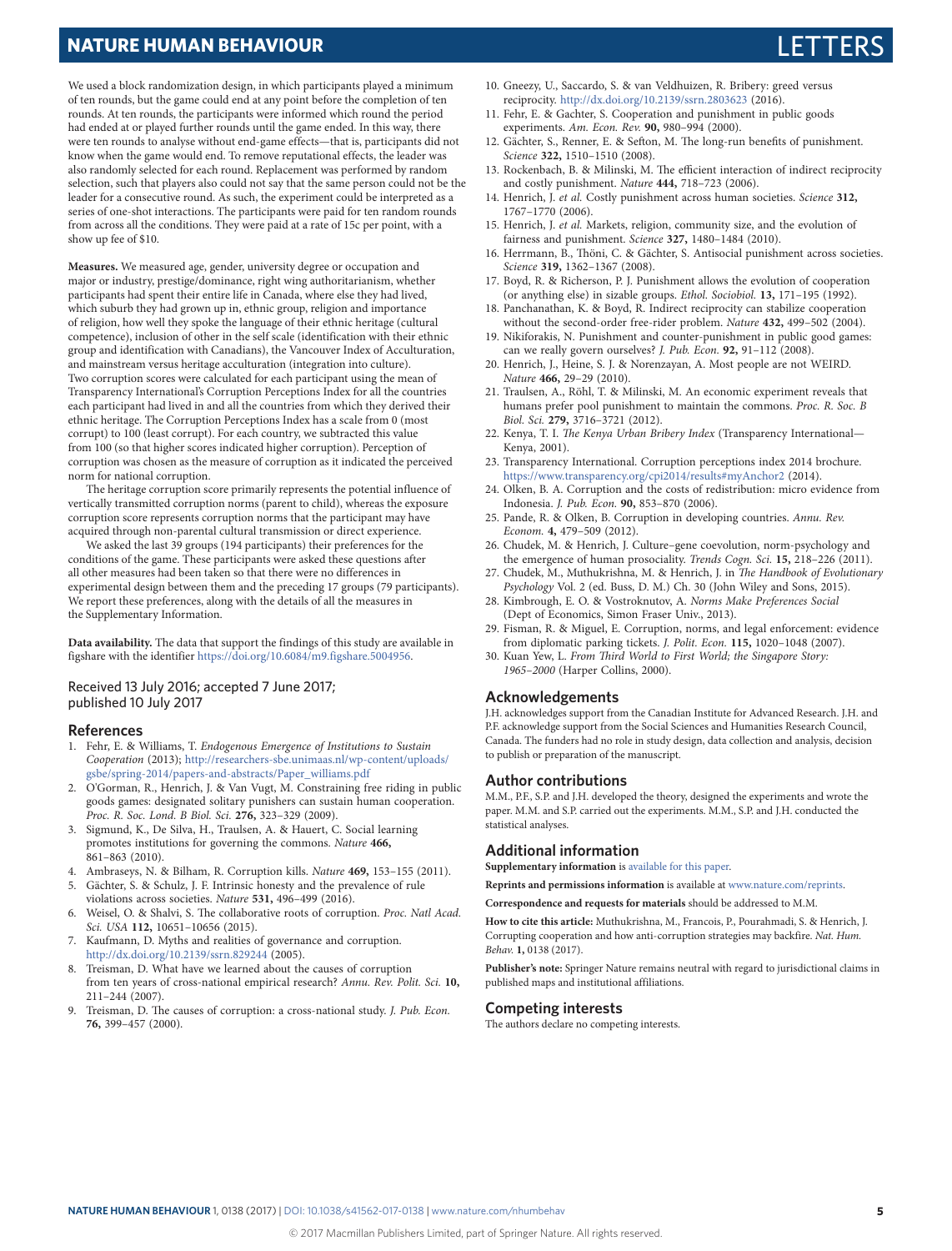We used a block randomization design, in which participants played a minimum of ten rounds, but the game could end at any point before the completion of ten rounds. At ten rounds, the participants were informed which round the period had ended at or played further rounds until the game ended. In this way, there were ten rounds to analyse without end-game effects—that is, participants did not know when the game would end. To remove reputational effects, the leader was also randomly selected for each round. Replacement was performed by random selection, such that players also could not say that the same person could not be the leader for a consecutive round. As such, the experiment could be interpreted as a series of one-shot interactions. The participants were paid for ten random rounds from across all the conditions. They were paid at a rate of 15c per point, with a show up fee of $10.

**Measures.** We measured age, gender, university degree or occupation and major or industry, prestige/dominance, right wing authoritarianism, whether participants had spent their entire life in Canada, where else they had lived, which suburb they had grown up in, ethnic group, religion and importance of religion, how well they spoke the language of their ethnic heritage (cultural competence), inclusion of other in the self scale (identification with their ethnic group and identification with Canadians), the Vancouver Index of Acculturation, and mainstream versus heritage acculturation (integration into culture). Two corruption scores were calculated for each participant using the mean of Transparency International's Corruption Perceptions Index for all the countries each participant had lived in and all the countries from which they derived their ethnic heritage. The Corruption Perceptions Index has a scale from 0 (most corrupt) to 100 (least corrupt). For each country, we subtracted this value from 100 (so that higher scores indicated higher corruption). Perception of corruption was chosen as the measure of corruption as it indicated the perceived norm for national corruption.

The heritage corruption score primarily represents the potential influence of vertically transmitted corruption norms (parent to child), whereas the exposure corruption score represents corruption norms that the participant may have acquired through non-parental cultural transmission or direct experience.

We asked the last 39 groups (194 participants) their preferences for the conditions of the game. These participants were asked these questions after all other measures had been taken so that there were no differences in experimental design between them and the preceding 17 groups (79 participants). We report these preferences, along with the details of all the measures in the Supplementary Information.

**Data availability.** The data that support the findings of this study are available in figshare with the identifier https://doi.org/10.6084/m9.figshare.5004956.

Received 13 July 2016; accepted 7 June 2017;
published 10 July 2017

## References

1. Fehr, E. & Williams, T. *Endogenous Emergence of Institutions to Sustain Cooperation* (2013); http://researchers-sbe.unimaas.nl/wp-content/uploads/gsbe/spring-2014/papers-and-abstracts/Paper_williams.pdf
2. O'Gorman, R., Henrich, J. & Van Vugt, M. Constraining free riding in public goods games: designated solitary punishers can sustain human cooperation. *Proc. R. Soc. Lond. B Biol. Sci.* **276,** 323–329 (2009).
3. Sigmund, K., De Silva, H., Traulsen, A. & Hauert, C. Social learning promotes institutions for governing the commons. *Nature* **466,** 861–863 (2010).
4. Ambraseys, N. & Bilham, R. Corruption kills. *Nature* **469,** 153–155 (2011).
5. Gächter, S. & Schulz, J. F. Intrinsic honesty and the prevalence of rule violations across societies. *Nature* **531,** 496–499 (2016).
6. Weisel, O. & Shalvi, S. The collaborative roots of corruption. *Proc. Natl Acad. Sci. USA* **112,** 10651–10656 (2015).
7. Kaufmann, D. Myths and realities of governance and corruption. http://dx.doi.org/10.2139/ssrn.829244 (2005).
8. Treisman, D. What have we learned about the causes of corruption from ten years of cross-national empirical research? *Annu. Rev. Polit. Sci.* **10,** 211–244 (2007).
9. Treisman, D. The causes of corruption: a cross-national study. *J. Pub. Econ.* **76,** 399–457 (2000).
10. Gneezy, U., Saccardo, S. & van Veldhuizen, R. Bribery: greed versus reciprocity. http://dx.doi.org/10.2139/ssrn.2803623 (2016).
11. Fehr, E. & Gachter, S. Cooperation and punishment in public goods experiments. *Am. Econ. Rev.* **90,** 980–994 (2000).
12. Gächter, S., Renner, E. & Sefton, M. The long-run benefits of punishment. *Science* **322,** 1510–1510 (2008).
13. Rockenbach, B. & Milinski, M. The efficient interaction of indirect reciprocity and costly punishment. *Nature* **444,** 718–723 (2006).
14. Henrich, J. *et al.* Costly punishment across human societies. *Science* **312,** 1767–1770 (2006).
15. Henrich, J. *et al.* Markets, religion, community size, and the evolution of fairness and punishment. *Science* **327,** 1480–1484 (2010).
16. Herrmann, B., Thöni, C. & Gächter, S. Antisocial punishment across societies. *Science* **319,** 1362–1367 (2008).
17. Boyd, R. & Richerson, P. J. Punishment allows the evolution of cooperation (or anything else) in sizable groups. *Ethol. Sociobiol.* **13,** 171–195 (1992).
18. Panchanathan, K. & Boyd, R. Indirect reciprocity can stabilize cooperation without the second-order free-rider problem. *Nature* **432,** 499–502 (2004).
19. Nikiforakis, N. Punishment and counter-punishment in public good games: can we really govern ourselves? *J. Pub. Econ.* **92,** 91–112 (2008).
20. Henrich, J., Heine, S. J. & Norenzayan, A. Most people are not WEIRD. *Nature* **466,** 29–29 (2010).
21. Traulsen, A., Röhl, T. & Milinski, M. An economic experiment reveals that humans prefer pool punishment to maintain the commons. *Proc. R. Soc. B Biol. Sci.* **279,** 3716–3721 (2012).
22. Kenya, T. I. *The Kenya Urban Bribery Index* (Transparency International—Kenya, 2001).
23. Transparency International. Corruption perceptions index 2014 brochure. https://www.transparency.org/cpi2014/results#myAnchor2 (2014).
24. Olken, B. A. Corruption and the costs of redistribution: micro evidence from Indonesia. *J. Pub. Econ.* **90,** 853–870 (2006).
25. Pande, R. & Olken, B. Corruption in developing countries. *Annu. Rev. Econom.* **4,** 479–509 (2012).
26. Chudek, M. & Henrich, J. Culture–gene coevolution, norm-psychology and the emergence of human prosociality. *Trends Cogn. Sci.* **15,** 218–226 (2011).
27. Chudek, M., Muthukrishna, M. & Henrich, J. in *The Handbook of Evolutionary Psychology* Vol. 2 (ed. Buss, D. M.) Ch. 30 (John Wiley and Sons, 2015).
28. Kimbrough, E. O. & Vostroknutov, A. *Norms Make Preferences Social* (Dept of Economics, Simon Fraser Univ., 2013).
29. Fisman, R. & Miguel, E. Corruption, norms, and legal enforcement: evidence from diplomatic parking tickets. *J. Polit. Econ.* **115,** 1020–1048 (2007).
30. Kuan Yew, L. *From Third World to First World; the Singapore Story: 1965–2000* (Harper Collins, 2000).

## Acknowledgements

J.H. acknowledges support from the Canadian Institute for Advanced Research. J.H. and P.F. acknowledge support from the Social Sciences and Humanities Research Council, Canada. The funders had no role in study design, data collection and analysis, decision to publish or preparation of the manuscript.

## Author contributions

M.M., P.F., S.P. and J.H. developed the theory, designed the experiments and wrote the paper. M.M. and S.P. carried out the experiments. M.M., S.P. and J.H. conducted the statistical analyses.

## Additional information

**Supplementary information** is available for this paper.

**Reprints and permissions information** is available at www.nature.com/reprints.

**Correspondence and requests for materials** should be addressed to M.M.

**How to cite this article:** Muthukrishna, M., Francois, P., Pourahmadi, S. & Henrich, J. Corrupting cooperation and how anti-corruption strategies may backfire. *Nat. Hum. Behav.* **1,** 0138 (2017).

**Publisher's note:** Springer Nature remains neutral with regard to jurisdictional claims in published maps and institutional affiliations.

## Competing interests

The authors declare no competing interests.